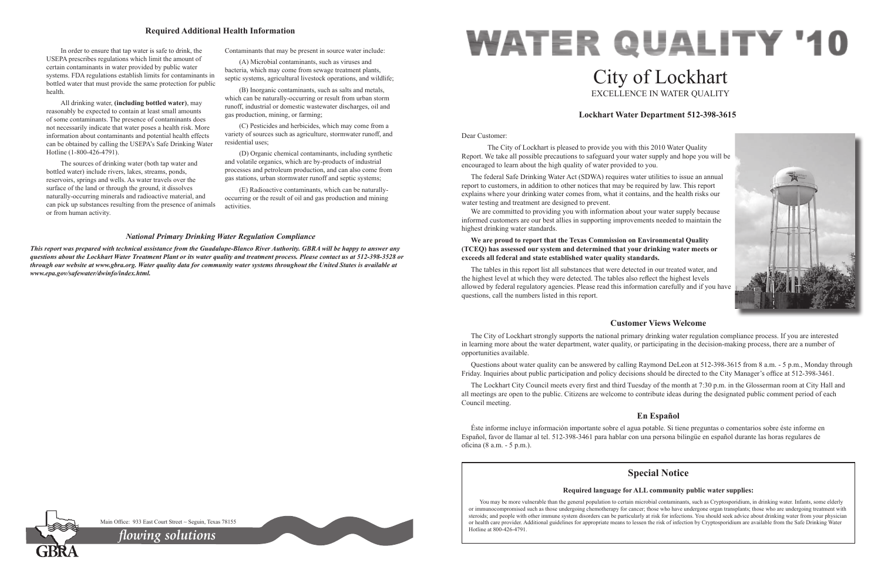## Required Additional Health Information

In order to ensure that tap water is safe to drink, the USEPA prescribes regulations which limit the amount of certain contaminants in water provided by public water systems. FDA regulations establish limits for contaminants in bottled water that must provide the same protection for public health.

All drinking water, **(including bottled water)**, may reasonably be expected to contain at least small amounts of some contaminants. The presence of contaminants does not necessarily indicate that water poses a health risk. More information about contaminants and potential health effects can be obtained by calling the USEPA's Safe Drinking Water Hotline (1-800-426-4791).

The sources of drinking water (both tap water and bottled water) include rivers, lakes, streams, ponds, reservoirs, springs and wells. As water travels over the surface of the land or through the ground, it dissolves naturally-occurring minerals and radioactive material, and can pick up substances resulting from the presence of animals or from human activity.

Contaminants that may be present in source water include:

(A) Microbial contaminants, such as viruses and bacteria, which may come from sewage treatment plants, septic systems, agricultural livestock operations, and wildlife;

(B) Inorganic contaminants, such as salts and metals, which can be naturally-occurring or result from urban storm runoff, industrial or domestic wastewater discharges, oil and gas production, mining, or farming;

(C) Pesticides and herbicides, which may come from a variety of sources such as agriculture, stormwater runoff, and residential uses;

(D) Organic chemical contaminants, including synthetic and volatile organics, which are by-products of industrial processes and petroleum production, and can also come from gas stations, urban stormwater runoff and septic systems;

(E) Radioactive contaminants, which can be naturally-occurring or the result of oil and gas production and mining activities.

### *National Primary Drinking Water Regulation Compliance*

***This report was prepared with technical assistance from the Guadalupe-Blanco River Authority. GBRA will be happy to answer any questions about the Lockhart Water Treatment Plant or its water quality and treatment process. Please contact us at 512-398-3528 or through our website at www.gbra.org. Water quality data for community water systems throughout the United States is available at www.epa.gov/safewater/dwinfo/index.html.***

Main Office: 933 East Court Street – Seguin, Texas 78155

GBRA *flowing solutions*

# WATER QUALITY '10

# City of Lockhart

EXCELLENCE IN WATER QUALITY

### Lockhart Water Department 512-398-3615

Dear Customer:

The City of Lockhart is pleased to provide you with this 2010 Water Quality Report. We take all possible precautions to safeguard your water supply and hope you will be encouraged to learn about the high quality of water provided to you.

The federal Safe Drinking Water Act (SDWA) requires water utilities to issue an annual report to customers, in addition to other notices that may be required by law. This report explains where your drinking water comes from, what it contains, and the health risks our water testing and treatment are designed to prevent.

We are committed to providing you with information about your water supply because informed customers are our best allies in supporting improvements needed to maintain the highest drinking water standards.

**We are proud to report that the Texas Commission on Environmental Quality (TCEQ) has assessed our system and determined that your drinking water meets or exceeds all federal and state established water quality standards.**

The tables in this report list all substances that were detected in our treated water, and the highest level at which they were detected. The tables also reflect the highest levels allowed by federal regulatory agencies. Please read this information carefully and if you have questions, call the numbers listed in this report.

## Customer Views Welcome

The City of Lockhart strongly supports the national primary drinking water regulation compliance process. If you are interested in learning more about the water department, water quality, or participating in the decision-making process, there are a number of opportunities available.

Questions about water quality can be answered by calling Raymond DeLeon at 512-398-3615 from 8 a.m. - 5 p.m., Monday through Friday. Inquiries about public participation and policy decisions should be directed to the City Manager's office at 512-398-3461.

The Lockhart City Council meets every first and third Tuesday of the month at 7:30 p.m. in the Glosserman room at City Hall and all meetings are open to the public. Citizens are welcome to contribute ideas during the designated public comment period of each Council meeting.

## En Español

Éste informe incluye información importante sobre el agua potable. Si tiene preguntas o comentarios sobre éste informe en Español, favor de llamar al tel. 512-398-3461 para hablar con una persona bilingüe en español durante las horas regulares de oficina (8 a.m. - 5 p.m.).

## Special Notice

**Required language for ALL community public water supplies:**

You may be more vulnerable than the general population to certain microbial contaminants, such as Cryptosporidium, in drinking water. Infants, some elderly or immunocompromised such as those undergoing chemotherapy for cancer; those who have undergone organ transplants; those who are undergoing treatment with steroids; and people with other immune system disorders can be particularly at risk for infections. You should seek advice about drinking water from your physician or health care provider. Additional guidelines for appropriate means to lessen the risk of infection by Cryptosporidium are available from the Safe Drinking Water Hotline at 800-426-4791.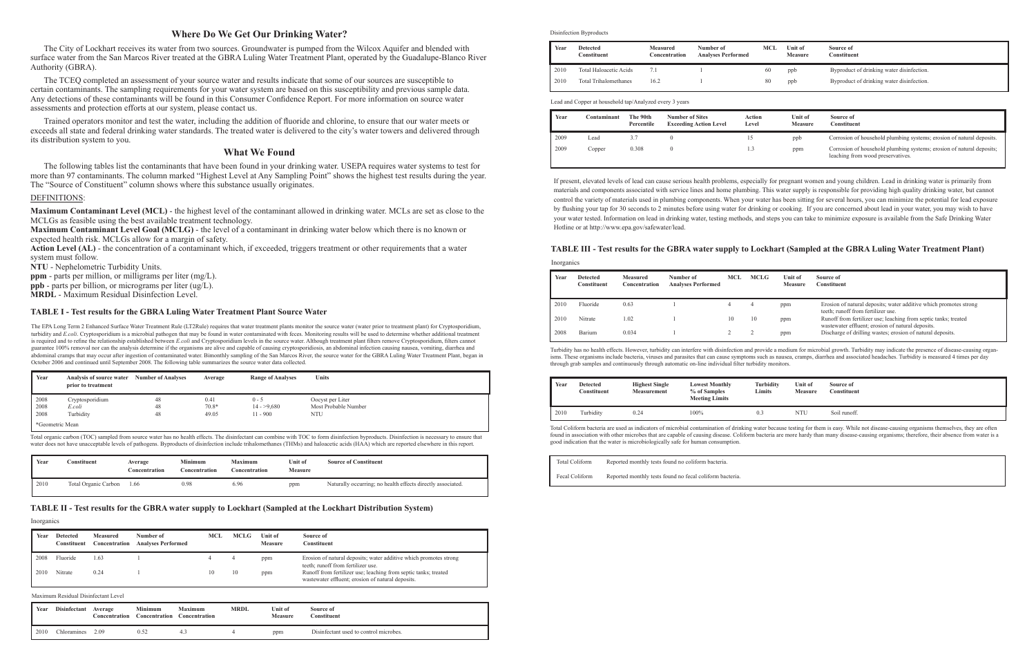## Where Do We Get Our Drinking Water?

The City of Lockhart receives its water from two sources. Groundwater is pumped from the Wilcox Aquifer and blended with surface water from the San Marcos River treated at the GBRA Luling Water Treatment Plant, operated by the Guadalupe-Blanco River Authority (GBRA).

The TCEQ completed an assessment of your source water and results indicate that some of our sources are susceptible to certain contaminants. The sampling requirements for your water system are based on this susceptibility and previous sample data. Any detections of these contaminants will be found in this Consumer Confidence Report. For more information on source water assessments and protection efforts at our system, please contact us.

Trained operators monitor and test the water, including the addition of fluoride and chlorine, to ensure that our water meets or exceeds all state and federal drinking water standards. The treated water is delivered to the city's water towers and delivered through its distribution system to you.

## What We Found

The following tables list the contaminants that have been found in your drinking water. USEPA requires water systems to test for more than 97 contaminants. The column marked "Highest Level at Any Sampling Point" shows the highest test results during the year. The "Source of Constituent" column shows where this substance usually originates.

DEFINITIONS:

**Maximum Contaminant Level (MCL)** - the highest level of the contaminant allowed in drinking water. MCLs are set as close to the MCLGs as feasible using the best available treatment technology.
**Maximum Contaminant Level Goal (MCLG)** - the level of a contaminant in drinking water below which there is no known or expected health risk. MCLGs allow for a margin of safety.
**Action Level (AL)** - the concentration of a contaminant which, if exceeded, triggers treatment or other requirements that a water system must follow.
**NTU** - Nephelometric Turbidity Units.
**ppm** - parts per million, or milligrams per liter (mg/L).
**ppb** - parts per billion, or micrograms per liter (ug/L).
**MRDL** - Maximum Residual Disinfection Level.

### TABLE I - Test results for the GBRA Luling Water Treatment Plant Source Water

The EPA Long Term 2 Enhanced Surface Water Treatment Rule (LT2Rule) requires that water treatment plants monitor the source water (water prior to treatment plant) for Cryptosporidium, turbidity and *E.coli*. Cryptosporidium is a microbial pathogen that may be found in water contaminated with feces. Monitoring results will be used to determine whether additional treatment is required and to refine the relationship established between *E.coli* and Cryptosporidium levels in the source water. Although treatment plant filters remove Cryptosporidium, filters cannot guarantee 100% removal nor can the analysis determine if the organisms are alive and capable of causing cryptosporidiosis, an abdominal infection causing nausea, vomiting, diarrhea and abdominal cramps that may occur after ingestion of contaminated water. Bimonthly sampling of the San Marcos River, the source water for the GBRA Luling Water Treatment Plant, began in October 2006 and continued until September 2008. The following table summarizes the source water data collected.

| Year | Analysis of source water prior to treatment | Number of Analyses | Average | Range of Analyses | Units |
|---|---|---|---|---|---|
| 2008 | Cryptosporidium | 48 | 0.41 | 0 - 5 | Oocyst per Liter |
| 2008 | *E.coli* | 48 | 70.8* | 14 - >9,680 | Most Probable Number |
| 2008 | Turbidity | 48 | 49.05 | 11 - 900 | NTU |

*Geometric Mean

Total organic carbon (TOC) sampled from source water has no health effects. The disinfectant can combine with TOC to form disinfection byproducts. Disinfection is necessary to ensure that water does not have unacceptable levels of pathogens. Byproducts of disinfection include trihalomethanes (THMs) and haloacetic acids (HAA) which are reported elsewhere in this report.

| Year | Constituent | Average Concentration | Minimum Concentration | Maximum Concentration | Unit of Measure | Source of Constituent |
|---|---|---|---|---|---|---|
| 2010 | Total Organic Carbon | 1.66 | 0.98 | 6.96 | ppm | Naturally occurring; no health effects directly associated. |

### TABLE II - Test results for the GBRA water supply to Lockhart (Sampled at the Lockhart Distribution System)

Inorganics

| Year | Detected Constituent | Measured Concentration | Number of Analyses Performed | MCL | MCLG | Unit of Measure | Source of Constituent |
|---|---|---|---|---|---|---|---|
| 2008 | Fluoride | 1.63 | 1 | 4 | 4 | ppm | Erosion of natural deposits; water additive which promotes strong teeth; runoff from fertilizer use. |
| 2010 | Nitrate | 0.24 | 1 | 10 | 10 | ppm | Runoff from fertilizer use; leaching from septic tanks; treated wastewater effluent; erosion of natural deposits. |

Maximum Residual Disinfectant Level

| Year | Disinfectant | Average Concentration | Minimum Concentration | Maximum Concentration | MRDL | Unit of Measure | Source of Constituent |
|---|---|---|---|---|---|---|---|
| 2010 | Chloramines | 2.09 | 0.52 | 4.3 | 4 | ppm | Disinfectant used to control microbes. |

Disinfection Byproducts

| Year | Detected Constituent | Measured Concentration | Number of Analyses Performed | MCL | Unit of Measure | Source of Constituent |
|---|---|---|---|---|---|---|
| 2010 | Total Haloacetic Acids | 7.1 | 1 | 60 | ppb | Byproduct of drinking water disinfection. |
| 2010 | Total Trihalomethanes | 16.2 | 1 | 80 | ppb | Byproduct of drinking water disinfection. |

Lead and Copper at household tap/Analyzed every 3 years

| Year | Contaminant | The 90th Percentile | Number of Sites Exceeding Action Level | Action Level | Unit of Measure | Source of Constituent |
|---|---|---|---|---|---|---|
| 2009 | Lead | 3.7 | 0 | 15 | ppb | Corrosion of household plumbing systems; erosion of natural deposits. |
| 2009 | Copper | 0.308 | 0 | 1.3 | ppm | Corrosion of household plumbing systems; erosion of natural deposits; leaching from wood preservatives. |

If present, elevated levels of lead can cause serious health problems, especially for pregnant women and young children. Lead in drinking water is primarily from materials and components associated with service lines and home plumbing. This water supply is responsible for providing high quality drinking water, but cannot control the variety of materials used in plumbing components. When your water has been sitting for several hours, you can minimize the potential for lead exposure by flushing your tap for 30 seconds to 2 minutes before using water for drinking or cooking. If you are concerned about lead in your water, you may wish to have your water tested. Information on lead in drinking water, testing methods, and steps you can take to minimize exposure is available from the Safe Drinking Water Hotline or at http://www.epa.gov/safewater/lead.

### TABLE III - Test results for the GBRA water supply to Lockhart (Sampled at the GBRA Luling Water Treatment Plant)

Inorganics

| Year | Detected Constituent | Measured Concentration | Number of Analyses Performed | MCL | MCLG | Unit of Measure | Source of Constituent |
|---|---|---|---|---|---|---|---|
| 2010 | Fluoride | 0.63 | 1 | 4 | 4 | ppm | Erosion of natural deposits; water additive which promotes strong teeth; runoff from fertilizer use. |
| 2010 | Nitrate | 1.02 | 1 | 10 | 10 | ppm | Runoff from fertilizer use; leaching from septic tanks; treated wastewater effluent; erosion of natural deposits. |
| 2008 | Barium | 0.034 | 1 | 2 | 2 | ppm | Discharge of drilling wastes; erosion of natural deposits. |

Turbidity has no health effects. However, turbidity can interfere with disinfection and provide a medium for microbial growth. Turbidity may indicate the presence of disease-causing organisms. These organisms include bacteria, viruses and parasites that can cause symptoms such as nausea, cramps, diarrhea and associated headaches. Turbidity is measured 4 times per day through grab samples and continuously through automatic on-line individual filter turbidity monitors.

| Year | Detected Constituent | Highest Single Measurement | Lowest Monthly % of Samples Meeting Limits | Turbidity Limits | Unit of Measure | Source of Constituent |
|---|---|---|---|---|---|---|
| 2010 | Turbidity | 0.24 | 100% | 0.3 | NTU | Soil runoff. |

Total Coliform bacteria are used as indicators of microbial contamination of drinking water because testing for them is easy. While not disease-causing organisms themselves, they are often found in association with other microbes that are capable of causing disease. Coliform bacteria are more hardy than many disease-causing organisms; therefore, their absence from water is a good indication that the water is microbiologically safe for human consumption.

| | |
|---|---|
| Total Coliform | Reported monthly tests found no coliform bacteria. |
| Fecal Coliform | Reported monthly tests found no fecal coliform bacteria. |